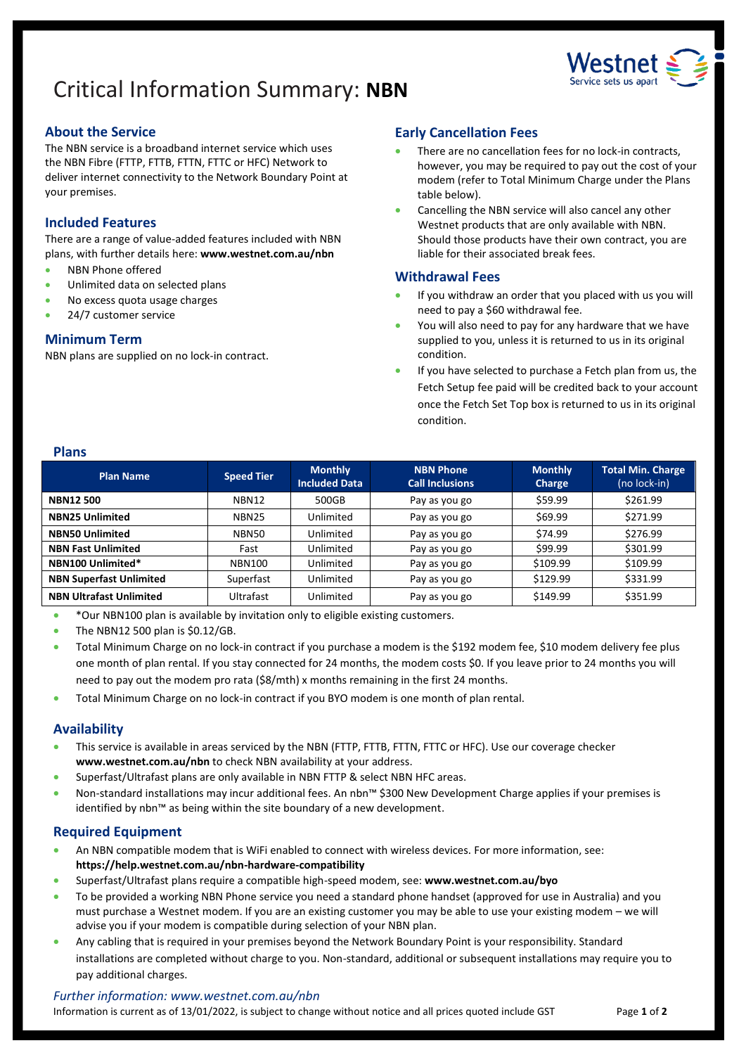# Critical Information Summary: **NBN**

## About the Service

The NBN service is a broadband internet service which uses the NBN Fibre (FTTP, FTTB, FTTN, FTTC or HFC) Network to deliver internet connectivity to the Network Boundary Point at your premises.

## Included Features

There are a range of value-added features included with NBN plans, with further details here: **www.westnet.com.au/nbn**

- NBN Phone offered
- Unlimited data on selected plans
- No excess quota usage charges
- 24/7 customer service

## Minimum Term

NBN plans are supplied on no lock-in contract.

## Early Cancellation Fees

- There are no cancellation fees for no lock-in contracts, however, you may be required to pay out the cost of your modem (refer to Total Minimum Charge under the Plans table below).
- Cancelling the NBN service will also cancel any other Westnet products that are only available with NBN. Should those products have their own contract, you are liable for their associated break fees.

## Withdrawal Fees

- If you withdraw an order that you placed with us you will need to pay a $60 withdrawal fee.
- You will also need to pay for any hardware that we have supplied to you, unless it is returned to us in its original condition.
- If you have selected to purchase a Fetch plan from us, the Fetch Setup fee paid will be credited back to your account once the Fetch Set Top box is returned to us in its original condition.

## Plans

| Plan Name | Speed Tier | Monthly Included Data | NBN Phone Call Inclusions | Monthly Charge | Total Min. Charge (no lock-in) |
|---|---|---|---|---|---|
| **NBN12 500** | NBN12 | 500GB | Pay as you go | $59.99 | $261.99 |
| **NBN25 Unlimited** | NBN25 | Unlimited | Pay as you go | $69.99 | $271.99 |
| **NBN50 Unlimited** | NBN50 | Unlimited | Pay as you go | $74.99 | $276.99 |
| **NBN Fast Unlimited** | Fast | Unlimited | Pay as you go | $99.99 | $301.99 |
| **NBN100 Unlimited*** | NBN100 | Unlimited | Pay as you go | $109.99 | $109.99 |
| **NBN Superfast Unlimited** | Superfast | Unlimited | Pay as you go | $129.99 | $331.99 |
| **NBN Ultrafast Unlimited** | Ultrafast | Unlimited | Pay as you go | $149.99 | $351.99 |

- *Our NBN100 plan is available by invitation only to eligible existing customers.
- The NBN12 500 plan is $0.12/GB.
- Total Minimum Charge on no lock-in contract if you purchase a modem is the $192 modem fee, $10 modem delivery fee plus one month of plan rental. If you stay connected for 24 months, the modem costs $0. If you leave prior to 24 months you will need to pay out the modem pro rata ($8/mth) x months remaining in the first 24 months.
- Total Minimum Charge on no lock-in contract if you BYO modem is one month of plan rental.

## Availability

- This service is available in areas serviced by the NBN (FTTP, FTTB, FTTN, FTTC or HFC). Use our coverage checker **www.westnet.com.au/nbn** to check NBN availability at your address.
- Superfast/Ultrafast plans are only available in NBN FTTP & select NBN HFC areas.
- Non-standard installations may incur additional fees. An nbn™ $300 New Development Charge applies if your premises is identified by nbn™ as being within the site boundary of a new development.

## Required Equipment

- An NBN compatible modem that is WiFi enabled to connect with wireless devices. For more information, see: **https://help.westnet.com.au/nbn-hardware-compatibility**
- Superfast/Ultrafast plans require a compatible high-speed modem, see: **www.westnet.com.au/byo**
- To be provided a working NBN Phone service you need a standard phone handset (approved for use in Australia) and you must purchase a Westnet modem. If you are an existing customer you may be able to use your existing modem – we will advise you if your modem is compatible during selection of your NBN plan.
- Any cabling that is required in your premises beyond the Network Boundary Point is your responsibility. Standard installations are completed without charge to you. Non-standard, additional or subsequent installations may require you to pay additional charges.

*Further information: www.westnet.com.au/nbn*

Information is current as of 13/01/2022, is subject to change without notice and all prices quoted include GST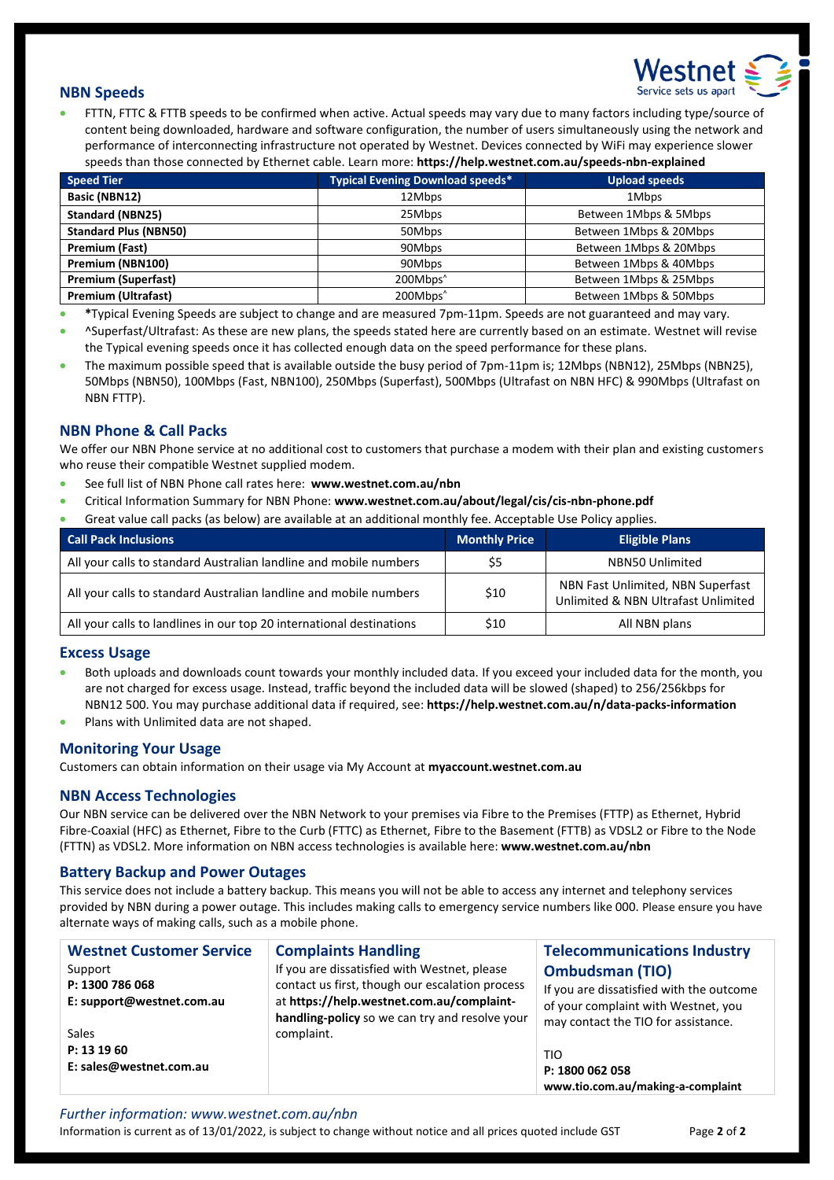## NBN Speeds

- FTTN, FTTC & FTTB speeds to be confirmed when active. Actual speeds may vary due to many factors including type/source of content being downloaded, hardware and software configuration, the number of users simultaneously using the network and performance of interconnecting infrastructure not operated by Westnet. Devices connected by WiFi may experience slower speeds than those connected by Ethernet cable. Learn more: **https://help.westnet.com.au/speeds-nbn-explained**

| Speed Tier | Typical Evening Download speeds* | Upload speeds |
|---|---|---|
| **Basic (NBN12)** | 12Mbps | 1Mbps |
| **Standard (NBN25)** | 25Mbps | Between 1Mbps & 5Mbps |
| **Standard Plus (NBN50)** | 50Mbps | Between 1Mbps & 20Mbps |
| **Premium (Fast)** | 90Mbps | Between 1Mbps & 20Mbps |
| **Premium (NBN100)** | 90Mbps | Between 1Mbps & 40Mbps |
| **Premium (Superfast)** | 200Mbps^ | Between 1Mbps & 25Mbps |
| **Premium (Ultrafast)** | 200Mbps^ | Between 1Mbps & 50Mbps |

- ***Typical Evening Speeds are subject to change and are measured 7pm-11pm. Speeds are not guaranteed and may vary.
- ^Superfast/Ultrafast: As these are new plans, the speeds stated here are currently based on an estimate. Westnet will revise the Typical evening speeds once it has collected enough data on the speed performance for these plans.
- The maximum possible speed that is available outside the busy period of 7pm-11pm is; 12Mbps (NBN12), 25Mbps (NBN25), 50Mbps (NBN50), 100Mbps (Fast, NBN100), 250Mbps (Superfast), 500Mbps (Ultrafast on NBN HFC) & 990Mbps (Ultrafast on NBN FTTP).

## NBN Phone & Call Packs

We offer our NBN Phone service at no additional cost to customers that purchase a modem with their plan and existing customers who reuse their compatible Westnet supplied modem.

- See full list of NBN Phone call rates here: **www.westnet.com.au/nbn**
- Critical Information Summary for NBN Phone: **www.westnet.com.au/about/legal/cis/cis-nbn-phone.pdf**
- Great value call packs (as below) are available at an additional monthly fee. Acceptable Use Policy applies.

| Call Pack Inclusions | Monthly Price | Eligible Plans |
|---|---|---|
| All your calls to standard Australian landline and mobile numbers | $5 | NBN50 Unlimited |
| All your calls to standard Australian landline and mobile numbers | $10 | NBN Fast Unlimited, NBN Superfast Unlimited & NBN Ultrafast Unlimited |
| All your calls to landlines in our top 20 international destinations | $10 | All NBN plans |

## Excess Usage

- Both uploads and downloads count towards your monthly included data. If you exceed your included data for the month, you are not charged for excess usage. Instead, traffic beyond the included data will be slowed (shaped) to 256/256kbps for NBN12 500. You may purchase additional data if required, see: **https://help.westnet.com.au/n/data-packs-information**
- Plans with Unlimited data are not shaped.

## Monitoring Your Usage

Customers can obtain information on their usage via My Account at **myaccount.westnet.com.au**

## NBN Access Technologies

Our NBN service can be delivered over the NBN Network to your premises via Fibre to the Premises (FTTP) as Ethernet, Hybrid Fibre-Coaxial (HFC) as Ethernet, Fibre to the Curb (FTTC) as Ethernet, Fibre to the Basement (FTTB) as VDSL2 or Fibre to the Node (FTTN) as VDSL2. More information on NBN access technologies is available here: **www.westnet.com.au/nbn**

## Battery Backup and Power Outages

This service does not include a battery backup. This means you will not be able to access any internet and telephony services provided by NBN during a power outage. This includes making calls to emergency service numbers like 000. Please ensure you have alternate ways of making calls, such as a mobile phone.

### Westnet Customer Service

Support
**P: 1300 786 068**
**E: support@westnet.com.au**

Sales
**P: 13 19 60**
**E: sales@westnet.com.au**

### Complaints Handling

If you are dissatisfied with Westnet, please contact us first, though our escalation process at **https://help.westnet.com.au/complaint-handling-policy** so we can try and resolve your complaint.

### Telecommunications Industry Ombudsman (TIO)

If you are dissatisfied with the outcome of your complaint with Westnet, you may contact the TIO for assistance.

TIO
**P: 1800 062 058**
**www.tio.com.au/making-a-complaint**

*Further information: www.westnet.com.au/nbn*

Information is current as of 13/01/2022, is subject to change without notice and all prices quoted include GST